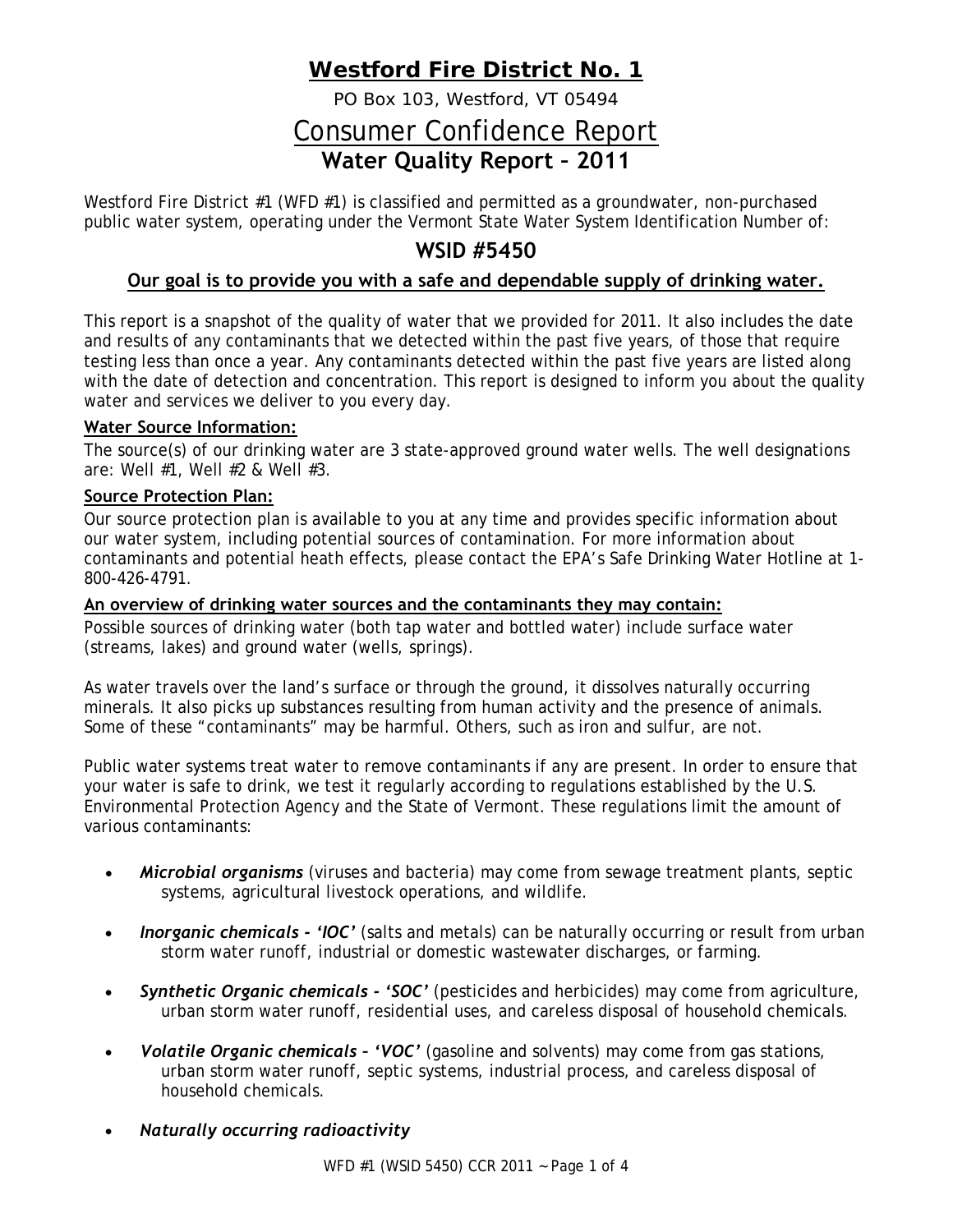# Westford Fire District No. 1

PO Box 103, Westford, VT 05494

# Consumer Confidence Report

## Water Quality Report – 2011

Westford Fire District #1 (WFD #1) is classified and permitted as a groundwater, non-purchased public water system, operating under the Vermont State Water System Identification Number of:

## WSID #5450

**Our goal is to provide you with a safe and dependable supply of drinking water.**

This report is a snapshot of the quality of water that we provided for 2011. It also includes the date and results of any contaminants that we detected within the past five years, of those that require testing less than once a year. Any contaminants detected within the past five years are listed along with the date of detection and concentration. This report is designed to inform you about the quality water and services we deliver to you every day.

**Water Source Information:**

The source(s) of our drinking water are 3 state-approved ground water wells. The well designations are: Well #1, Well #2 & Well #3.

**Source Protection Plan:**

Our source protection plan is available to you at any time and provides specific information about our water system, including potential sources of contamination. For more information about contaminants and potential heath effects, please contact the EPA's Safe Drinking Water Hotline at 1-800-426-4791.

**An overview of drinking water sources and the contaminants they may contain:**

Possible sources of drinking water (both tap water and bottled water) include surface water (streams, lakes) and ground water (wells, springs).

As water travels over the land's surface or through the ground, it dissolves naturally occurring minerals. It also picks up substances resulting from human activity and the presence of animals. Some of these "contaminants" may be harmful. Others, such as iron and sulfur, are not.

Public water systems treat water to remove contaminants if any are present. In order to ensure that your water is safe to drink, we test it regularly according to regulations established by the U.S. Environmental Protection Agency and the State of Vermont. These regulations limit the amount of various contaminants:

- ***Microbial organisms*** (viruses and bacteria) may come from sewage treatment plants, septic systems, agricultural livestock operations, and wildlife.
- ***Inorganic chemicals - 'IOC'*** (salts and metals) can be naturally occurring or result from urban storm water runoff, industrial or domestic wastewater discharges, or farming.
- ***Synthetic Organic chemicals - 'SOC'*** (pesticides and herbicides) may come from agriculture, urban storm water runoff, residential uses, and careless disposal of household chemicals.
- ***Volatile Organic chemicals – 'VOC'*** (gasoline and solvents) may come from gas stations, urban storm water runoff, septic systems, industrial process, and careless disposal of household chemicals.
- ***Naturally occurring radioactivity***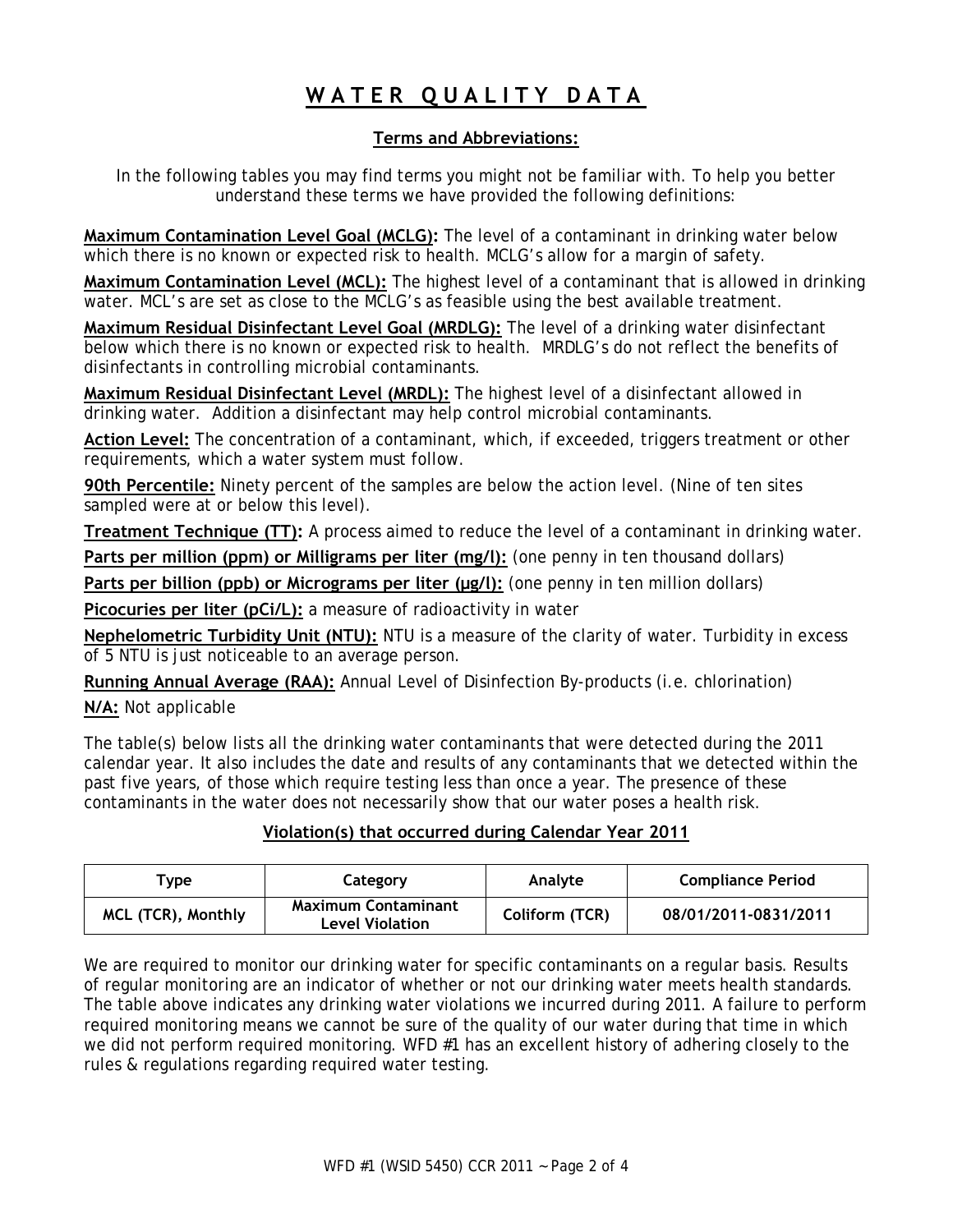# WATER QUALITY DATA

## Terms and Abbreviations:

In the following tables you may find terms you might not be familiar with. To help you better understand these terms we have provided the following definitions:

**Maximum Contamination Level Goal (MCLG):** The level of a contaminant in drinking water below which there is no known or expected risk to health. MCLG's allow for a margin of safety.

**Maximum Contamination Level (MCL):** The highest level of a contaminant that is allowed in drinking water. MCL's are set as close to the MCLG's as feasible using the best available treatment.

**Maximum Residual Disinfectant Level Goal (MRDLG):** The level of a drinking water disinfectant below which there is no known or expected risk to health. MRDLG's do not reflect the benefits of disinfectants in controlling microbial contaminants.

**Maximum Residual Disinfectant Level (MRDL):** The highest level of a disinfectant allowed in drinking water. Addition a disinfectant may help control microbial contaminants.

**Action Level:** The concentration of a contaminant, which, if exceeded, triggers treatment or other requirements, which a water system must follow.

**90th Percentile:** Ninety percent of the samples are below the action level. (Nine of ten sites sampled were at or below this level).

**Treatment Technique (TT):** A process aimed to reduce the level of a contaminant in drinking water.

**Parts per million (ppm) or Milligrams per liter (mg/l):** (one penny in ten thousand dollars)

**Parts per billion (ppb) or Micrograms per liter (µg/l):** (one penny in ten million dollars)

**Picocuries per liter (pCi/L):** a measure of radioactivity in water

**Nephelometric Turbidity Unit (NTU):** NTU is a measure of the clarity of water. Turbidity in excess of 5 NTU is just noticeable to an average person.

**Running Annual Average (RAA):** Annual Level of Disinfection By-products (i.e. chlorination)

**N/A:** Not applicable

The table(s) below lists all the drinking water contaminants that were detected during the 2011 calendar year. It also includes the date and results of any contaminants that we detected within the past five years, of those which require testing less than once a year. The presence of these contaminants in the water does not necessarily show that our water poses a health risk.

### Violation(s) that occurred during Calendar Year 2011

| Type | Category | Analyte | Compliance Period |
|---|---|---|---|
| MCL (TCR), Monthly | Maximum Contaminant Level Violation | Coliform (TCR) | 08/01/2011-0831/2011 |

We are required to monitor our drinking water for specific contaminants on a regular basis. Results of regular monitoring are an indicator of whether or not our drinking water meets health standards. The table above indicates any drinking water violations we incurred during 2011. A failure to perform required monitoring means we cannot be sure of the quality of our water during that time in which we did not perform required monitoring. WFD #1 has an excellent history of adhering closely to the rules & regulations regarding required water testing.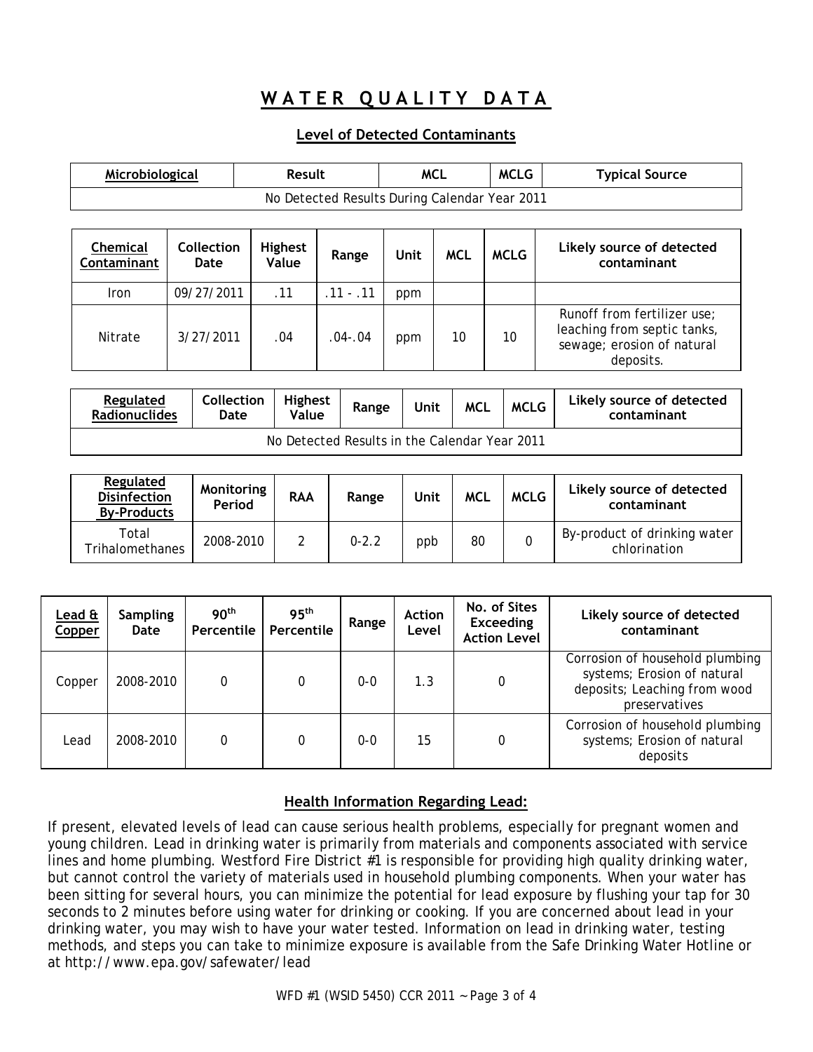# WATER QUALITY DATA

## Level of Detected Contaminants

| Microbiological | Result | MCL | MCLG | Typical Source |
|---|---|---|---|---|
| No Detected Results During Calendar Year 2011 | | | | |

| Chemical Contaminant | Collection Date | Highest Value | Range | Unit | MCL | MCLG | Likely source of detected contaminant |
|---|---|---|---|---|---|---|---|
| Iron | 09/27/2011 | .11 | .11 - .11 | ppm | | | |
| Nitrate | 3/27/2011 | .04 | .04-.04 | ppm | 10 | 10 | Runoff from fertilizer use; leaching from septic tanks, sewage; erosion of natural deposits. |

| Regulated Radionuclides | Collection Date | Highest Value | Range | Unit | MCL | MCLG | Likely source of detected contaminant |
|---|---|---|---|---|---|---|---|
| No Detected Results in the Calendar Year 2011 | | | | | | | |

| Regulated Disinfection By-Products | Monitoring Period | RAA | Range | Unit | MCL | MCLG | Likely source of detected contaminant |
|---|---|---|---|---|---|---|---|
| Total Trihalomethanes | 2008-2010 | 2 | 0-2.2 | ppb | 80 | 0 | By-product of drinking water chlorination |

| Lead & Copper | Sampling Date | 90th Percentile | 95th Percentile | Range | Action Level | No. of Sites Exceeding Action Level | Likely source of detected contaminant |
|---|---|---|---|---|---|---|---|
| Copper | 2008-2010 | 0 | 0 | 0-0 | 1.3 | 0 | Corrosion of household plumbing systems; Erosion of natural deposits; Leaching from wood preservatives |
| Lead | 2008-2010 | 0 | 0 | 0-0 | 15 | 0 | Corrosion of household plumbing systems; Erosion of natural deposits |

## Health Information Regarding Lead:

If present, elevated levels of lead can cause serious health problems, especially for pregnant women and young children. Lead in drinking water is primarily from materials and components associated with service lines and home plumbing. Westford Fire District #1 is responsible for providing high quality drinking water, but cannot control the variety of materials used in household plumbing components. When your water has been sitting for several hours, you can minimize the potential for lead exposure by flushing your tap for 30 seconds to 2 minutes before using water for drinking or cooking. If you are concerned about lead in your drinking water, you may wish to have your water tested. Information on lead in drinking water, testing methods, and steps you can take to minimize exposure is available from the Safe Drinking Water Hotline or at http://www.epa.gov/safewater/lead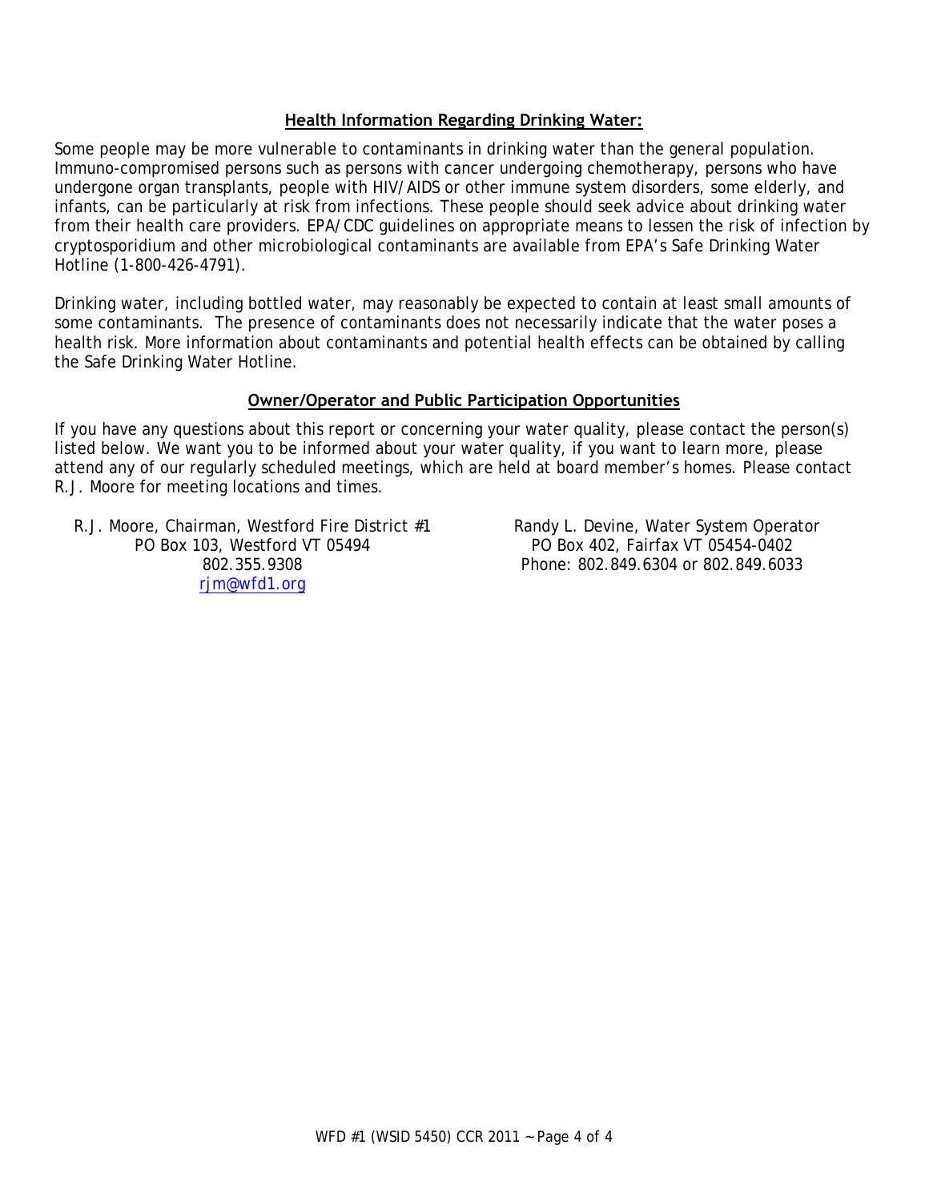## Health Information Regarding Drinking Water:

Some people may be more vulnerable to contaminants in drinking water than the general population. Immuno-compromised persons such as persons with cancer undergoing chemotherapy, persons who have undergone organ transplants, people with HIV/AIDS or other immune system disorders, some elderly, and infants, can be particularly at risk from infections. These people should seek advice about drinking water from their health care providers. EPA/CDC guidelines on appropriate means to lessen the risk of infection by cryptosporidium and other microbiological contaminants are available from EPA's Safe Drinking Water Hotline (1-800-426-4791).

Drinking water, including bottled water, may reasonably be expected to contain at least small amounts of some contaminants. The presence of contaminants does not necessarily indicate that the water poses a health risk. More information about contaminants and potential health effects can be obtained by calling the Safe Drinking Water Hotline.

## Owner/Operator and Public Participation Opportunities

If you have any questions about this report or concerning your water quality, please contact the person(s) listed below. We want you to be informed about your water quality, if you want to learn more, please attend any of our regularly scheduled meetings, which are held at board member's homes. Please contact R.J. Moore for meeting locations and times.

R.J. Moore, Chairman, Westford Fire District #1
PO Box 103, Westford VT 05494
802.355.9308
rjm@wfd1.org

Randy L. Devine, Water System Operator
PO Box 402, Fairfax VT 05454-0402
Phone: 802.849.6304 or 802.849.6033